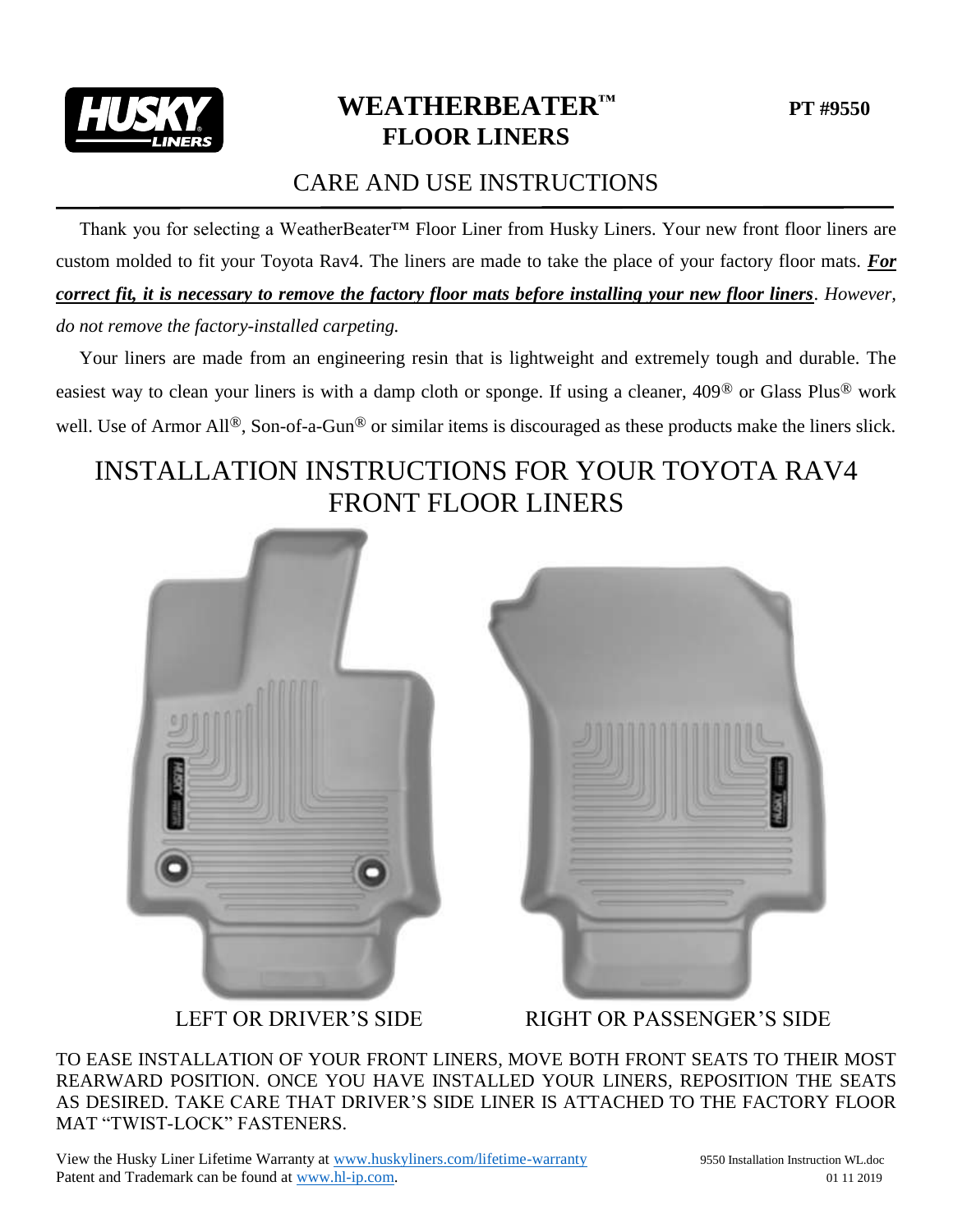# WEATHERBEATER™ FLOOR LINERS

**PT #9550**

## CARE AND USE INSTRUCTIONS

Thank you for selecting a WeatherBeater™ Floor Liner from Husky Liners. Your new front floor liners are custom molded to fit your Toyota Rav4. The liners are made to take the place of your factory floor mats. ***For correct fit, it is necessary to remove the factory floor mats before installing your new floor liners***. *However, do not remove the factory-installed carpeting.*

Your liners are made from an engineering resin that is lightweight and extremely tough and durable. The easiest way to clean your liners is with a damp cloth or sponge. If using a cleaner, 409® or Glass Plus® work well. Use of Armor All®, Son-of-a-Gun® or similar items is discouraged as these products make the liners slick.

## INSTALLATION INSTRUCTIONS FOR YOUR TOYOTA RAV4 FRONT FLOOR LINERS

LEFT OR DRIVER'S SIDE

RIGHT OR PASSENGER'S SIDE

TO EASE INSTALLATION OF YOUR FRONT LINERS, MOVE BOTH FRONT SEATS TO THEIR MOST REARWARD POSITION. ONCE YOU HAVE INSTALLED YOUR LINERS, REPOSITION THE SEATS AS DESIRED. TAKE CARE THAT DRIVER'S SIDE LINER IS ATTACHED TO THE FACTORY FLOOR MAT "TWIST-LOCK" FASTENERS.

View the Husky Liner Lifetime Warranty at www.huskyliners.com/lifetime-warranty
Patent and Trademark can be found at www.hl-ip.com.

9550 Installation Instruction WL.doc
01 11 2019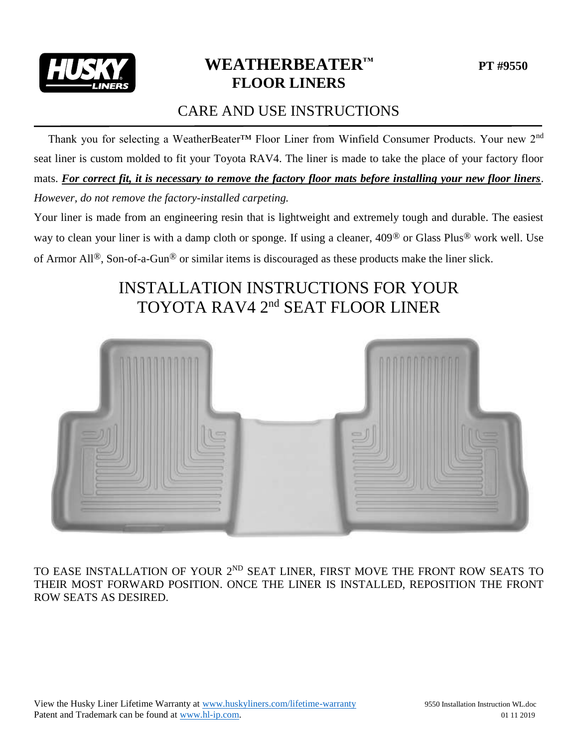# WEATHERBEATER™ FLOOR LINERS

**PT #9550**

## CARE AND USE INSTRUCTIONS

Thank you for selecting a WeatherBeater™ Floor Liner from Winfield Consumer Products. Your new 2nd seat liner is custom molded to fit your Toyota RAV4. The liner is made to take the place of your factory floor mats. ***For correct fit, it is necessary to remove the factory floor mats before installing your new floor liners***. *However, do not remove the factory-installed carpeting.*

Your liner is made from an engineering resin that is lightweight and extremely tough and durable. The easiest way to clean your liner is with a damp cloth or sponge. If using a cleaner, 409® or Glass Plus® work well. Use of Armor All®, Son-of-a-Gun® or similar items is discouraged as these products make the liner slick.

## INSTALLATION INSTRUCTIONS FOR YOUR TOYOTA RAV4 2nd SEAT FLOOR LINER

TO EASE INSTALLATION OF YOUR 2ND SEAT LINER, FIRST MOVE THE FRONT ROW SEATS TO THEIR MOST FORWARD POSITION. ONCE THE LINER IS INSTALLED, REPOSITION THE FRONT ROW SEATS AS DESIRED.

View the Husky Liner Lifetime Warranty at www.huskyliners.com/lifetime-warranty
Patent and Trademark can be found at www.hl-ip.com.

9550 Installation Instruction WL.doc
01 11 2019